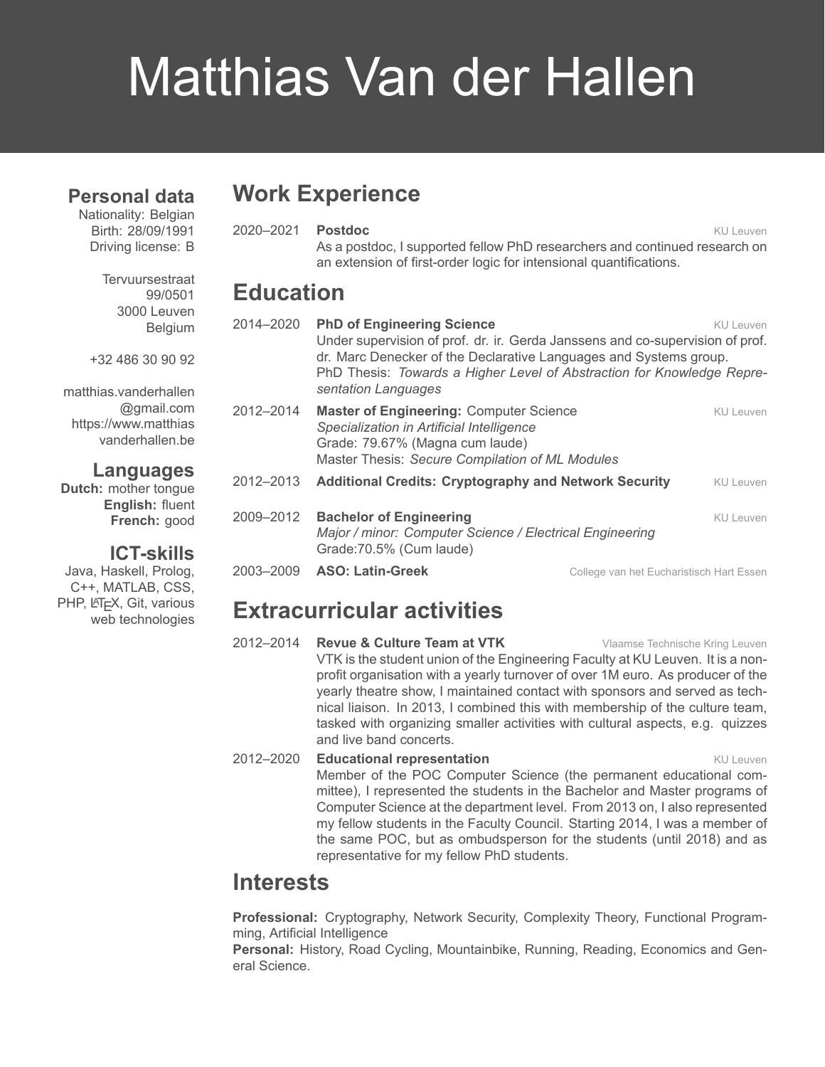# Matthias Van der Hallen

## Personal data

Nationality: Belgian
Birth: 28/09/1991
Driving license: B

Tervuursestraat
99/0501
3000 Leuven
Belgium

+32 486 30 90 92

matthias.vanderhallen@gmail.com
https://www.matthiasvanderhallen.be

## Languages

**Dutch:** mother tongue
**English:** fluent
**French:** good

## ICT-skills

Java, Haskell, Prolog, C++, MATLAB, CSS, PHP, LaTeX, Git, various web technologies

## Work Experience

2020–2021 **Postdoc** — KU Leuven
As a postdoc, I supported fellow PhD researchers and continued research on an extension of first-order logic for intensional quantifications.

## Education

2014–2020 **PhD of Engineering Science** — KU Leuven
Under supervision of prof. dr. ir. Gerda Janssens and co-supervision of prof. dr. Marc Denecker of the Declarative Languages and Systems group.
PhD Thesis: *Towards a Higher Level of Abstraction for Knowledge Representation Languages*

2012–2014 **Master of Engineering:** Computer Science — KU Leuven
*Specialization in Artificial Intelligence*
Grade: 79.67% (Magna cum laude)
Master Thesis: *Secure Compilation of ML Modules*

2012–2013 **Additional Credits: Cryptography and Network Security** — KU Leuven

2009–2012 **Bachelor of Engineering** — KU Leuven
*Major / minor: Computer Science / Electrical Engineering*
Grade:70.5% (Cum laude)

2003–2009 **ASO: Latin-Greek** — College van het Eucharistisch Hart Essen

## Extracurricular activities

2012–2014 **Revue & Culture Team at VTK** — Vlaamse Technische Kring Leuven
VTK is the student union of the Engineering Faculty at KU Leuven. It is a non-profit organisation with a yearly turnover of over 1M euro. As producer of the yearly theatre show, I maintained contact with sponsors and served as technical liaison. In 2013, I combined this with membership of the culture team, tasked with organizing smaller activities with cultural aspects, e.g. quizzes and live band concerts.

2012–2020 **Educational representation** — KU Leuven
Member of the POC Computer Science (the permanent educational committee), I represented the students in the Bachelor and Master programs of Computer Science at the department level. From 2013 on, I also represented my fellow students in the Faculty Council. Starting 2014, I was a member of the same POC, but as ombudsperson for the students (until 2018) and as representative for my fellow PhD students.

## Interests

**Professional:** Cryptography, Network Security, Complexity Theory, Functional Programming, Artificial Intelligence
**Personal:** History, Road Cycling, Mountainbike, Running, Reading, Economics and General Science.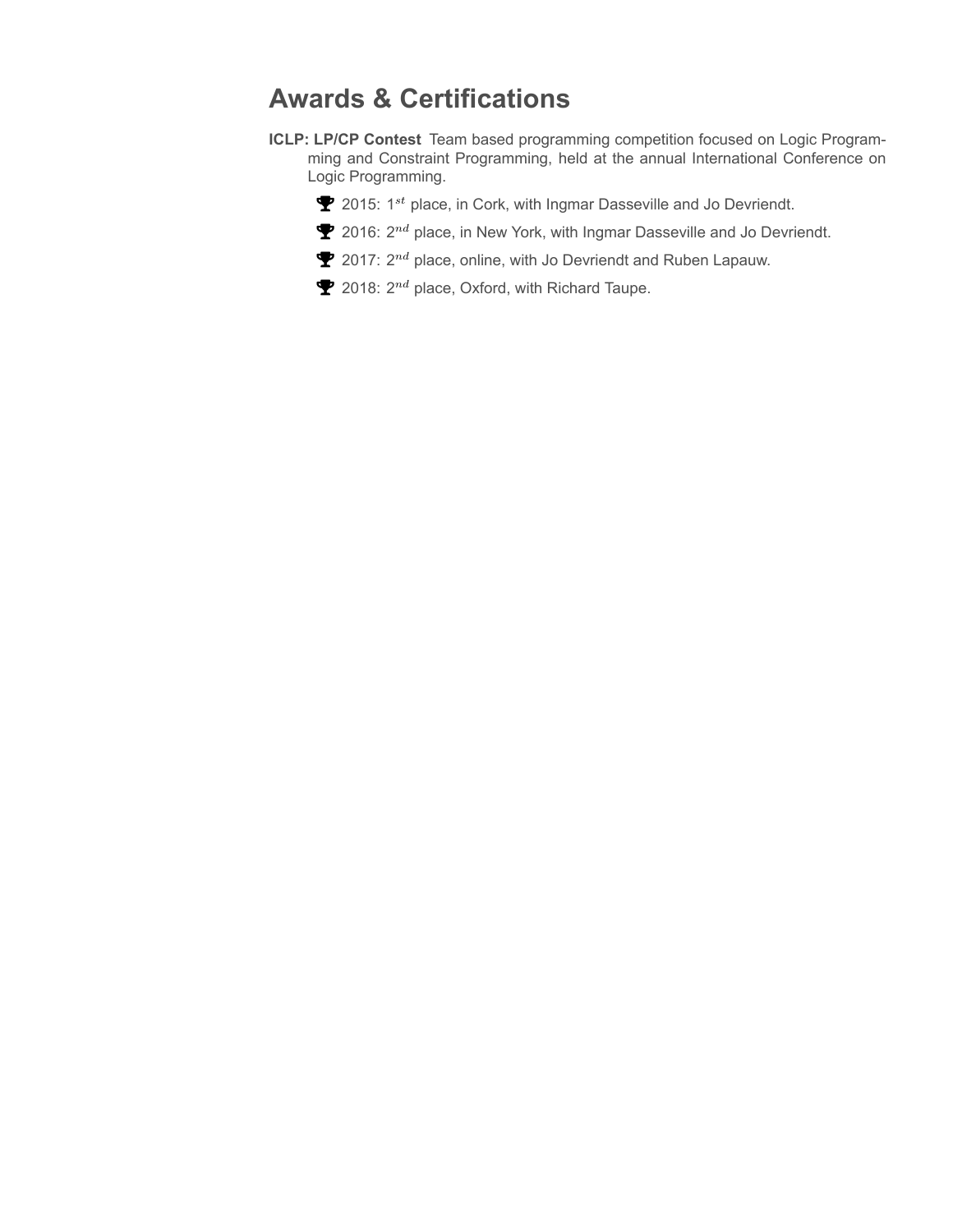## Awards & Certifications

**ICLP: LP/CP Contest** Team based programming competition focused on Logic Programming and Constraint Programming, held at the annual International Conference on Logic Programming.

- 🏆 2015: 1$^{st}$ place, in Cork, with Ingmar Dasseville and Jo Devriendt.
- 🏆 2016: 2$^{nd}$ place, in New York, with Ingmar Dasseville and Jo Devriendt.
- 🏆 2017: 2$^{nd}$ place, online, with Jo Devriendt and Ruben Lapauw.
- 🏆 2018: 2$^{nd}$ place, Oxford, with Richard Taupe.